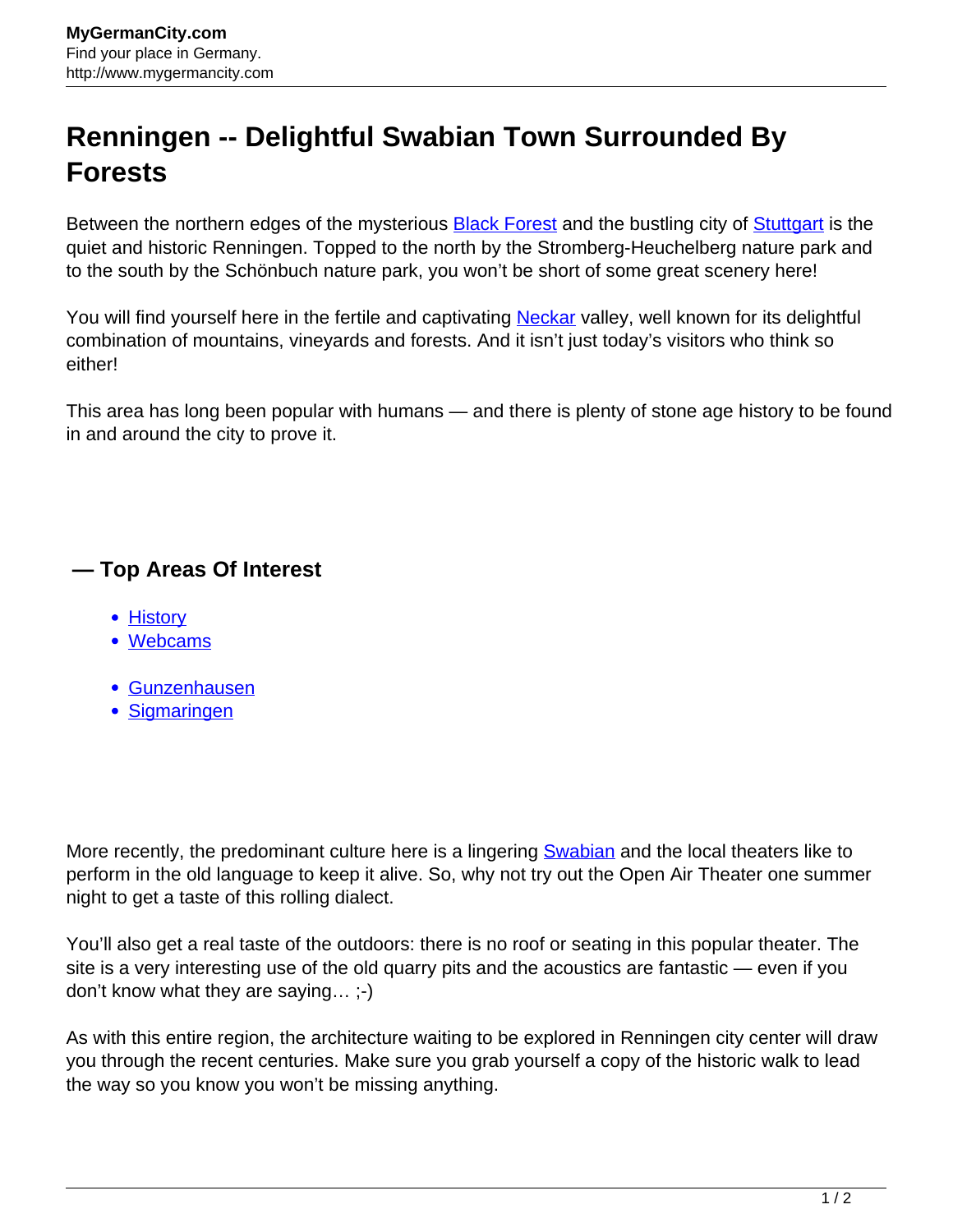# Renningen -- Delightful Swabian Town Surrounded By Forests

Between the northern edges of the mysterious [Black Forest] and the bustling city of [Stuttgart] is the quiet and historic Renningen. Topped to the north by the Stromberg-Heuchelberg nature park and to the south by the Schönbuch nature park, you won't be short of some great scenery here!

You will find yourself here in the fertile and captivating [Neckar] valley, well known for its delightful combination of mountains, vineyards and forests. And it isn't just today's visitors who think so either!

This area has long been popular with humans — and there is plenty of stone age history to be found in and around the city to prove it.

## — Top Areas Of Interest

- History
- Webcams

- Gunzenhausen
- Sigmaringen

More recently, the predominant culture here is a lingering [Swabian] and the local theaters like to perform in the old language to keep it alive. So, why not try out the Open Air Theater one summer night to get a taste of this rolling dialect.

You'll also get a real taste of the outdoors: there is no roof or seating in this popular theater. The site is a very interesting use of the old quarry pits and the acoustics are fantastic — even if you don't know what they are saying… ;-)

As with this entire region, the architecture waiting to be explored in Renningen city center will draw you through the recent centuries. Make sure you grab yourself a copy of the historic walk to lead the way so you know you won't be missing anything.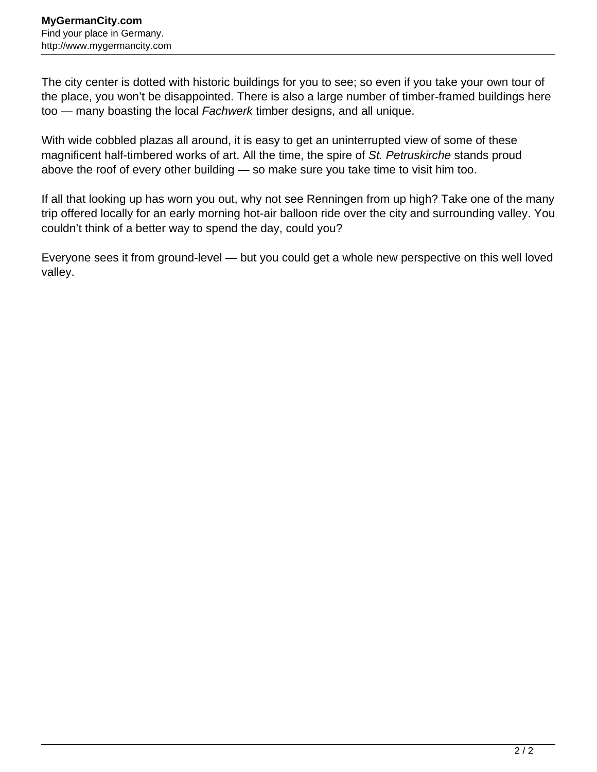The city center is dotted with historic buildings for you to see; so even if you take your own tour of the place, you won't be disappointed. There is also a large number of timber-framed buildings here too — many boasting the local *Fachwerk* timber designs, and all unique.

With wide cobbled plazas all around, it is easy to get an uninterrupted view of some of these magnificent half-timbered works of art. All the time, the spire of *St. Petruskirche* stands proud above the roof of every other building — so make sure you take time to visit him too.

If all that looking up has worn you out, why not see Renningen from up high? Take one of the many trip offered locally for an early morning hot-air balloon ride over the city and surrounding valley. You couldn't think of a better way to spend the day, could you?

Everyone sees it from ground-level — but you could get a whole new perspective on this well loved valley.